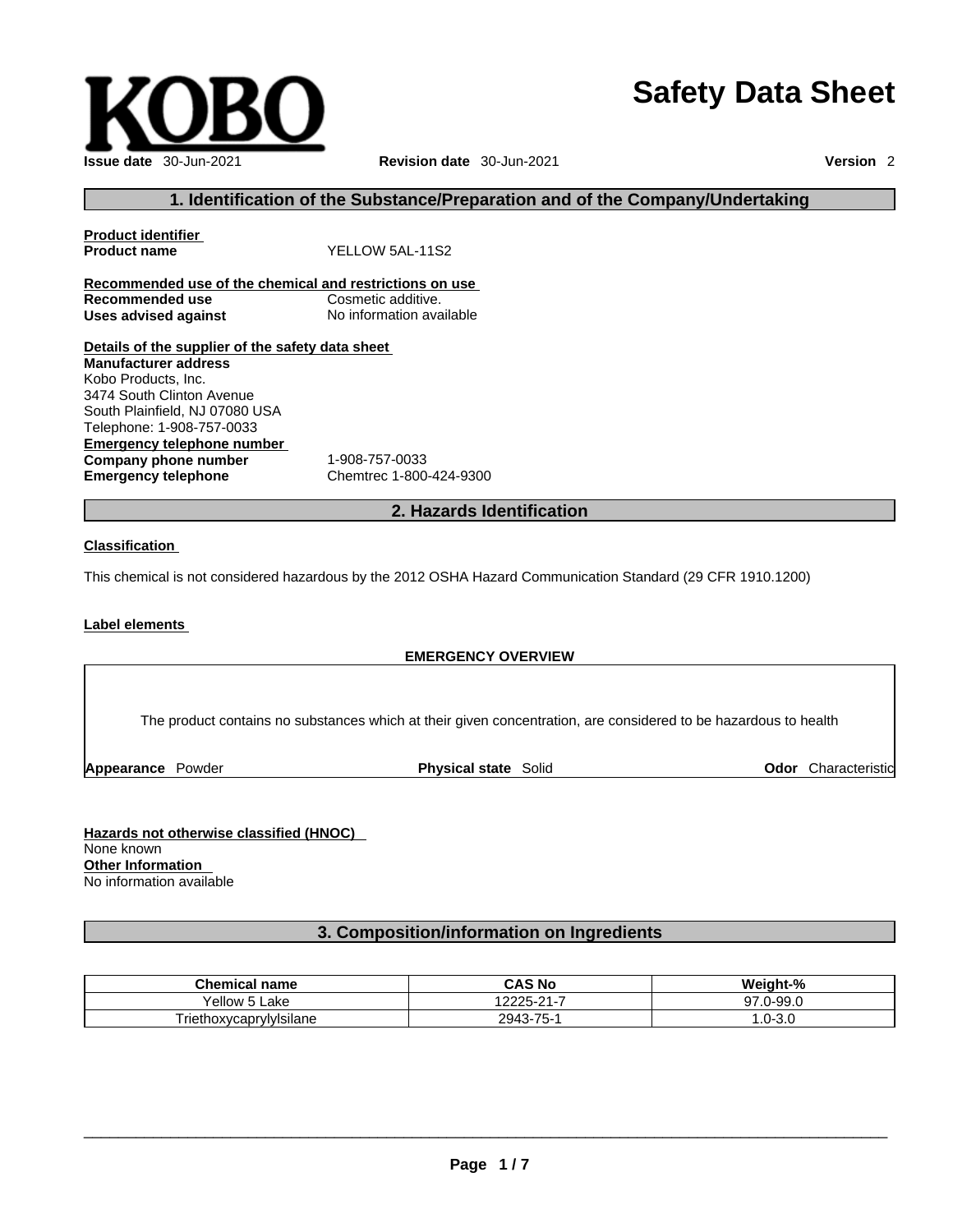KOBO

# Safety Data Sheet

**Issue date** 30-Jun-2021 **Revision date** 30-Jun-2021 **Version** 2

## 1. Identification of the Substance/Preparation and of the Company/Undertaking

**Product identifier**

**Product name** YELLOW 5AL-11S2

**Recommended use of the chemical and restrictions on use**

**Recommended use** Cosmetic additive.

**Uses advised against** No information available

**Details of the supplier of the safety data sheet**

**Manufacturer address**

Kobo Products, Inc.
3474 South Clinton Avenue
South Plainfield, NJ 07080 USA
Telephone: 1-908-757-0033

**Emergency telephone number**

**Company phone number** 1-908-757-0033

**Emergency telephone** Chemtrec 1-800-424-9300

## 2. Hazards Identification

**Classification**

This chemical is not considered hazardous by the 2012 OSHA Hazard Communication Standard (29 CFR 1910.1200)

**Label elements**

**EMERGENCY OVERVIEW**

The product contains no substances which at their given concentration, are considered to be hazardous to health

**Appearance** Powder **Physical state** Solid **Odor** Characteristic

**Hazards not otherwise classified (HNOC)**

None known

**Other Information**

No information available

## 3. Composition/information on Ingredients

| Chemical name | CAS No | Weight-% |
| --- | --- | --- |
| Yellow 5 Lake | 12225-21-7 | 97.0-99.0 |
| Triethoxycaprylylsilane | 2943-75-1 | 1.0-3.0 |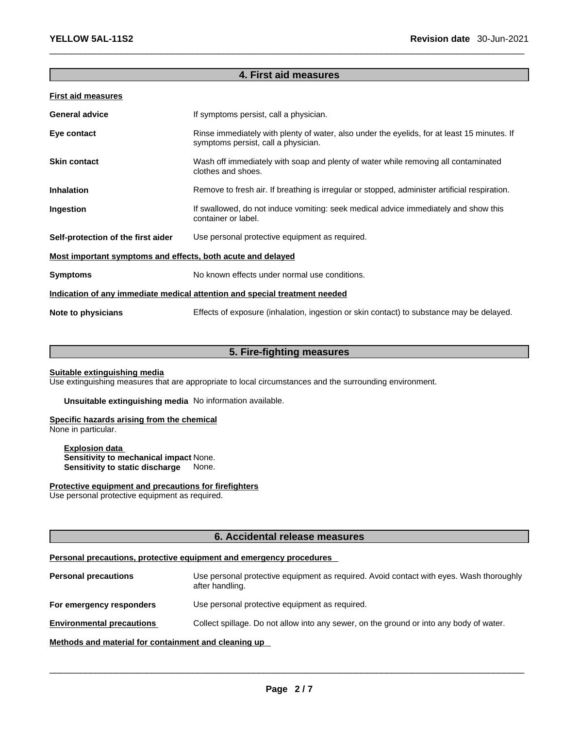## 4. First aid measures

**First aid measures**

**General advice** If symptoms persist, call a physician.

**Eye contact** Rinse immediately with plenty of water, also under the eyelids, for at least 15 minutes. If symptoms persist, call a physician.

**Skin contact** Wash off immediately with soap and plenty of water while removing all contaminated clothes and shoes.

**Inhalation** Remove to fresh air. If breathing is irregular or stopped, administer artificial respiration.

**Ingestion** If swallowed, do not induce vomiting: seek medical advice immediately and show this container or label.

**Self-protection of the first aider** Use personal protective equipment as required.

**Most important symptoms and effects, both acute and delayed**

**Symptoms** No known effects under normal use conditions.

**Indication of any immediate medical attention and special treatment needed**

**Note to physicians** Effects of exposure (inhalation, ingestion or skin contact) to substance may be delayed.

## 5. Fire-fighting measures

**Suitable extinguishing media**
Use extinguishing measures that are appropriate to local circumstances and the surrounding environment.

**Unsuitable extinguishing media** No information available.

**Specific hazards arising from the chemical**
None in particular.

**Explosion data**
**Sensitivity to mechanical impact** None.
**Sensitivity to static discharge** None.

**Protective equipment and precautions for firefighters**
Use personal protective equipment as required.

## 6. Accidental release measures

**Personal precautions, protective equipment and emergency procedures**

**Personal precautions** Use personal protective equipment as required. Avoid contact with eyes. Wash thoroughly after handling.

**For emergency responders** Use personal protective equipment as required.

**Environmental precautions** Collect spillage. Do not allow into any sewer, on the ground or into any body of water.

**Methods and material for containment and cleaning up**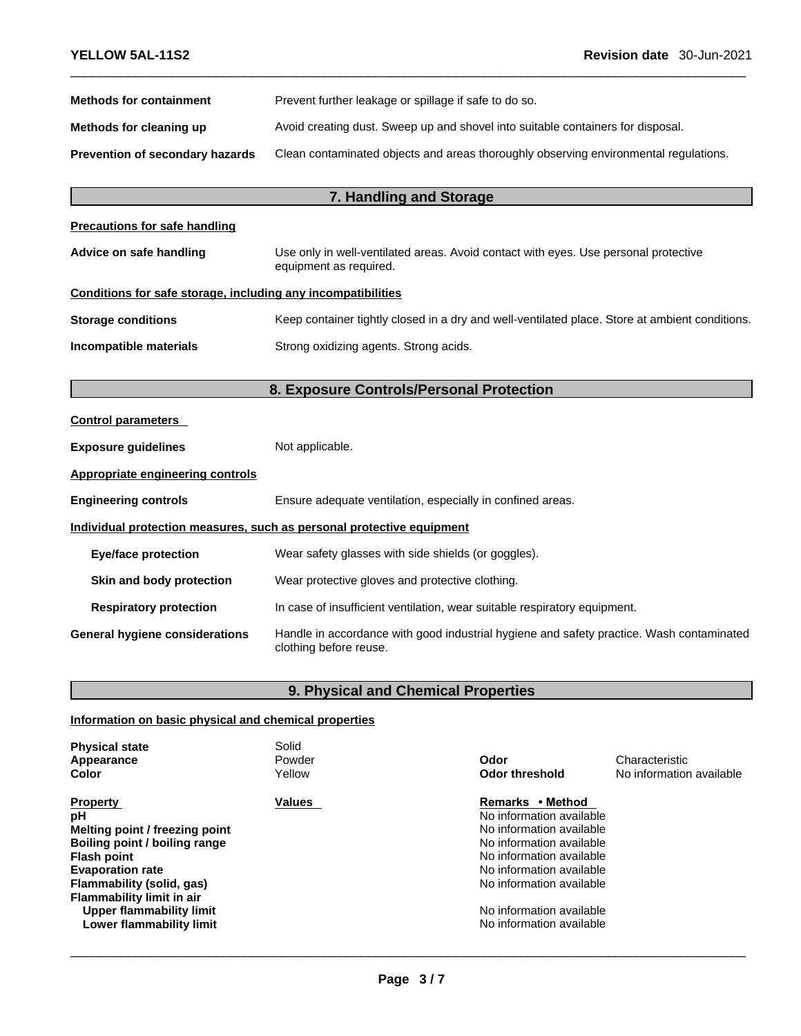| | |
|---|---|
| **Methods for containment** | Prevent further leakage or spillage if safe to do so. |
| **Methods for cleaning up** | Avoid creating dust. Sweep up and shovel into suitable containers for disposal. |
| **Prevention of secondary hazards** | Clean contaminated objects and areas thoroughly observing environmental regulations. |

## 7. Handling and Storage

**Precautions for safe handling**

| | |
|---|---|
| **Advice on safe handling** | Use only in well-ventilated areas. Avoid contact with eyes. Use personal protective equipment as required. |

**Conditions for safe storage, including any incompatibilities**

| | |
|---|---|
| **Storage conditions** | Keep container tightly closed in a dry and well-ventilated place. Store at ambient conditions. |
| **Incompatible materials** | Strong oxidizing agents. Strong acids. |

## 8. Exposure Controls/Personal Protection

**Control parameters**

| | |
|---|---|
| **Exposure guidelines** | Not applicable. |

**Appropriate engineering controls**

| | |
|---|---|
| **Engineering controls** | Ensure adequate ventilation, especially in confined areas. |

**Individual protection measures, such as personal protective equipment**

| | |
|---|---|
| **Eye/face protection** | Wear safety glasses with side shields (or goggles). |
| **Skin and body protection** | Wear protective gloves and protective clothing. |
| **Respiratory protection** | In case of insufficient ventilation, wear suitable respiratory equipment. |
| **General hygiene considerations** | Handle in accordance with good industrial hygiene and safety practice. Wash contaminated clothing before reuse. |

## 9. Physical and Chemical Properties

**Information on basic physical and chemical properties**

| | | | |
|---|---|---|---|
| **Physical state** | Solid | | |
| **Appearance** | Powder | **Odor** | Characteristic |
| **Color** | Yellow | **Odor threshold** | No information available |

| **Property** | **Values** | **Remarks • Method** |
|---|---|---|
| **pH** | | No information available |
| **Melting point / freezing point** | | No information available |
| **Boiling point / boiling range** | | No information available |
| **Flash point** | | No information available |
| **Evaporation rate** | | No information available |
| **Flammability (solid, gas)** | | No information available |
| **Flammability limit in air** | | |
| **Upper flammability limit** | | No information available |
| **Lower flammability limit** | | No information available |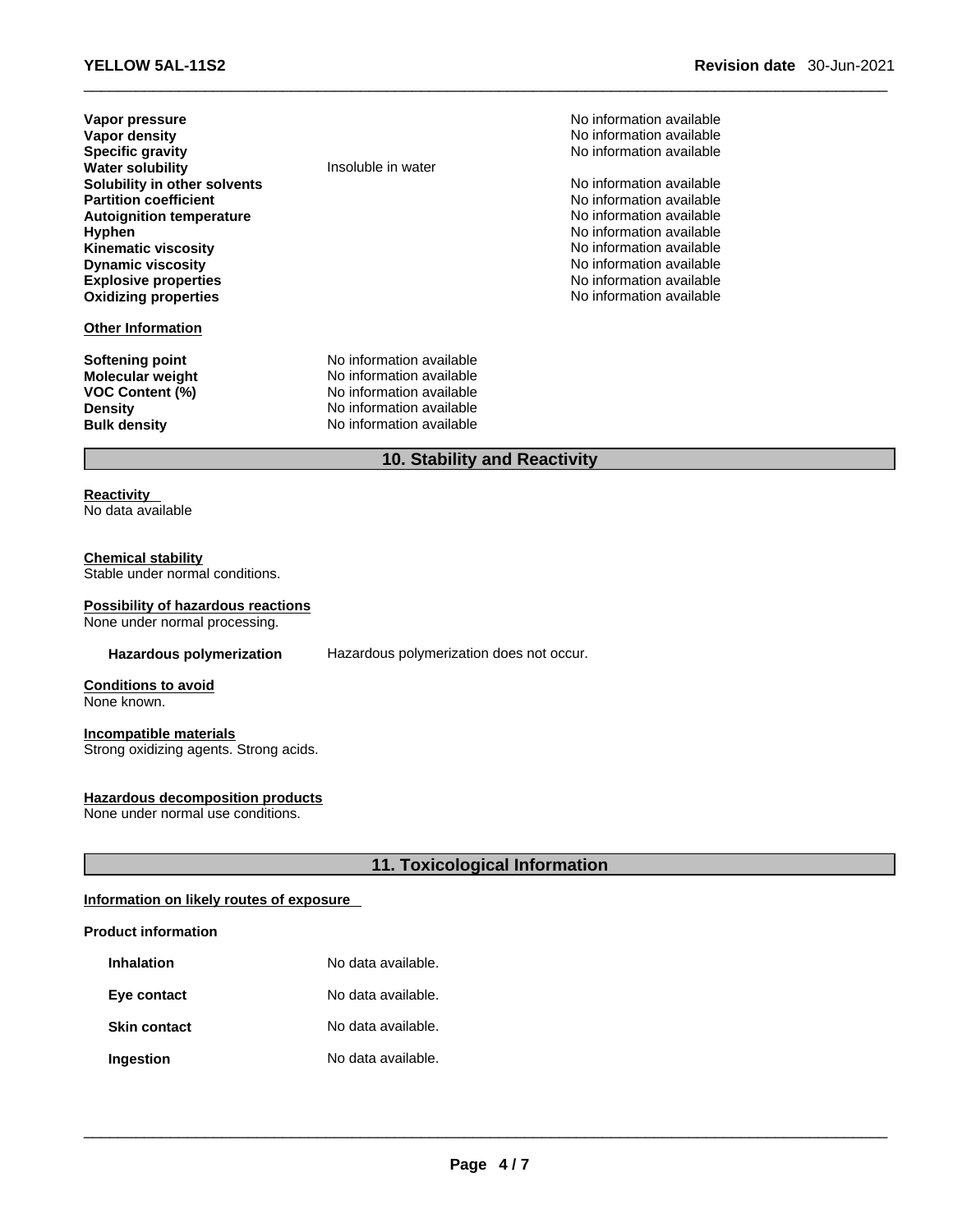| | | |
|---|---|---|
| **Vapor pressure** | | No information available |
| **Vapor density** | | No information available |
| **Specific gravity** | | No information available |
| **Water solubility** | Insoluble in water | |
| **Solubility in other solvents** | | No information available |
| **Partition coefficient** | | No information available |
| **Autoignition temperature** | | No information available |
| **Hyphen** | | No information available |
| **Kinematic viscosity** | | No information available |
| **Dynamic viscosity** | | No information available |
| **Explosive properties** | | No information available |
| **Oxidizing properties** | | No information available |

**Other Information**

| | |
|---|---|
| **Softening point** | No information available |
| **Molecular weight** | No information available |
| **VOC Content (%)** | No information available |
| **Density** | No information available |
| **Bulk density** | No information available |

## 10. Stability and Reactivity

**Reactivity**
No data available

**Chemical stability**
Stable under normal conditions.

**Possibility of hazardous reactions**
None under normal processing.

**Hazardous polymerization** Hazardous polymerization does not occur.

**Conditions to avoid**
None known.

**Incompatible materials**
Strong oxidizing agents. Strong acids.

**Hazardous decomposition products**
None under normal use conditions.

## 11. Toxicological Information

**Information on likely routes of exposure**

**Product information**

| | |
|---|---|
| **Inhalation** | No data available. |
| **Eye contact** | No data available. |
| **Skin contact** | No data available. |
| **Ingestion** | No data available. |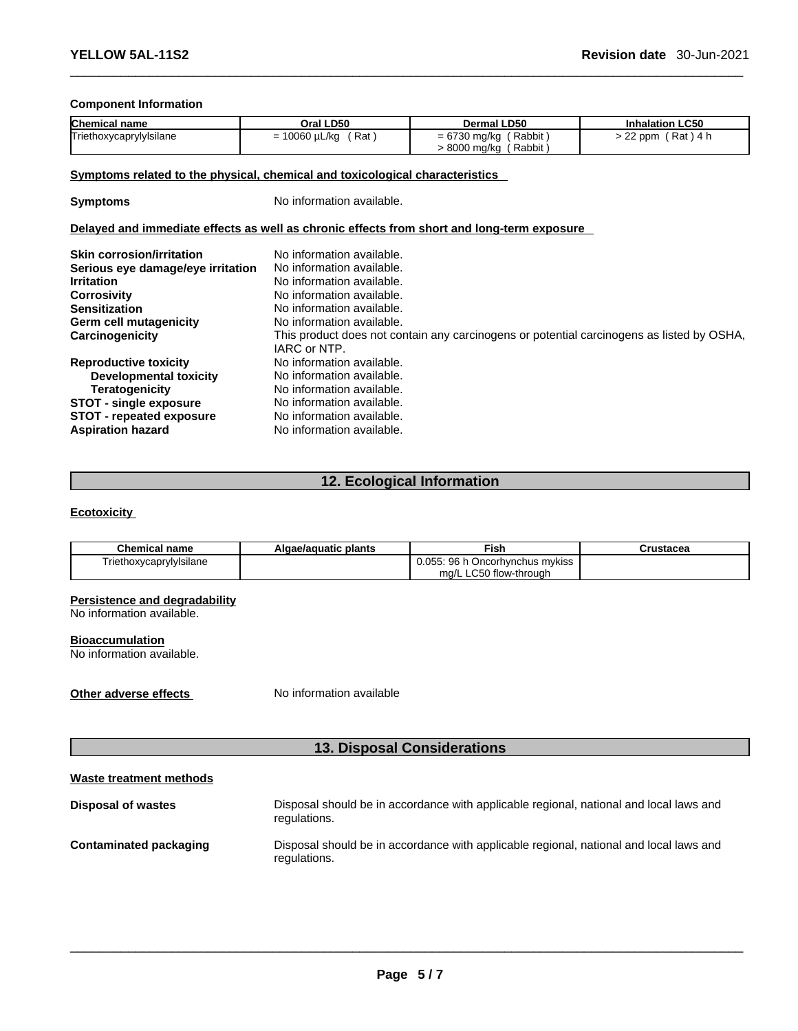**Component Information**

| Chemical name | Oral LD50 | Dermal LD50 | Inhalation LC50 |
| --- | --- | --- | --- |
| Triethoxycaprylylsilane | = 10060 µL/kg ( Rat ) | = 6730 mg/kg ( Rabbit )<br>> 8000 mg/kg ( Rabbit ) | > 22 ppm ( Rat ) 4 h |

**Symptoms related to the physical, chemical and toxicological characteristics**

**Symptoms** No information available.

**Delayed and immediate effects as well as chronic effects from short and long-term exposure**

**Skin corrosion/irritation** No information available.
**Serious eye damage/eye irritation** No information available.
**Irritation** No information available.
**Corrosivity** No information available.
**Sensitization** No information available.
**Germ cell mutagenicity** No information available.
**Carcinogenicity** This product does not contain any carcinogens or potential carcinogens as listed by OSHA, IARC or NTP.
**Reproductive toxicity** No information available.
**Developmental toxicity** No information available.
**Teratogenicity** No information available.
**STOT - single exposure** No information available.
**STOT - repeated exposure** No information available.
**Aspiration hazard** No information available.

## 12. Ecological Information

**Ecotoxicity**

| Chemical name | Algae/aquatic plants | Fish | Crustacea |
| --- | --- | --- | --- |
| Triethoxycaprylylsilane | | 0.055: 96 h Oncorhynchus mykiss mg/L LC50 flow-through | |

**Persistence and degradability**
No information available.

**Bioaccumulation**
No information available.

**Other adverse effects** No information available

## 13. Disposal Considerations

**Waste treatment methods**

**Disposal of wastes** Disposal should be in accordance with applicable regional, national and local laws and regulations.

**Contaminated packaging** Disposal should be in accordance with applicable regional, national and local laws and regulations.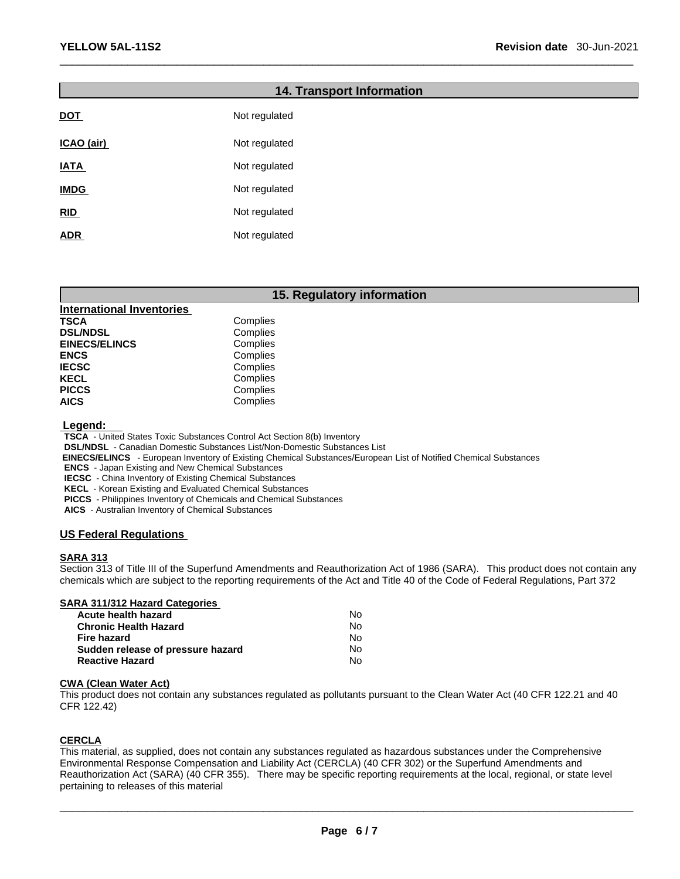## 14. Transport Information

| | |
|---|---|
| **DOT** | Not regulated |
| **ICAO (air)** | Not regulated |
| **IATA** | Not regulated |
| **IMDG** | Not regulated |
| **RID** | Not regulated |
| **ADR** | Not regulated |

## 15. Regulatory information

**International Inventories**

| | |
|---|---|
| **TSCA** | Complies |
| **DSL/NDSL** | Complies |
| **EINECS/ELINCS** | Complies |
| **ENCS** | Complies |
| **IECSC** | Complies |
| **KECL** | Complies |
| **PICCS** | Complies |
| **AICS** | Complies |

**Legend:**

**TSCA** - United States Toxic Substances Control Act Section 8(b) Inventory
**DSL/NDSL** - Canadian Domestic Substances List/Non-Domestic Substances List
**EINECS/ELINCS** - European Inventory of Existing Chemical Substances/European List of Notified Chemical Substances
**ENCS** - Japan Existing and New Chemical Substances
**IECSC** - China Inventory of Existing Chemical Substances
**KECL** - Korean Existing and Evaluated Chemical Substances
**PICCS** - Philippines Inventory of Chemicals and Chemical Substances
**AICS** - Australian Inventory of Chemical Substances

### US Federal Regulations

**SARA 313**

Section 313 of Title III of the Superfund Amendments and Reauthorization Act of 1986 (SARA). This product does not contain any chemicals which are subject to the reporting requirements of the Act and Title 40 of the Code of Federal Regulations, Part 372

**SARA 311/312 Hazard Categories**

| | |
|---|---|
| **Acute health hazard** | No |
| **Chronic Health Hazard** | No |
| **Fire hazard** | No |
| **Sudden release of pressure hazard** | No |
| **Reactive Hazard** | No |

**CWA (Clean Water Act)**

This product does not contain any substances regulated as pollutants pursuant to the Clean Water Act (40 CFR 122.21 and 40 CFR 122.42)

**CERCLA**

This material, as supplied, does not contain any substances regulated as hazardous substances under the Comprehensive Environmental Response Compensation and Liability Act (CERCLA) (40 CFR 302) or the Superfund Amendments and Reauthorization Act (SARA) (40 CFR 355). There may be specific reporting requirements at the local, regional, or state level pertaining to releases of this material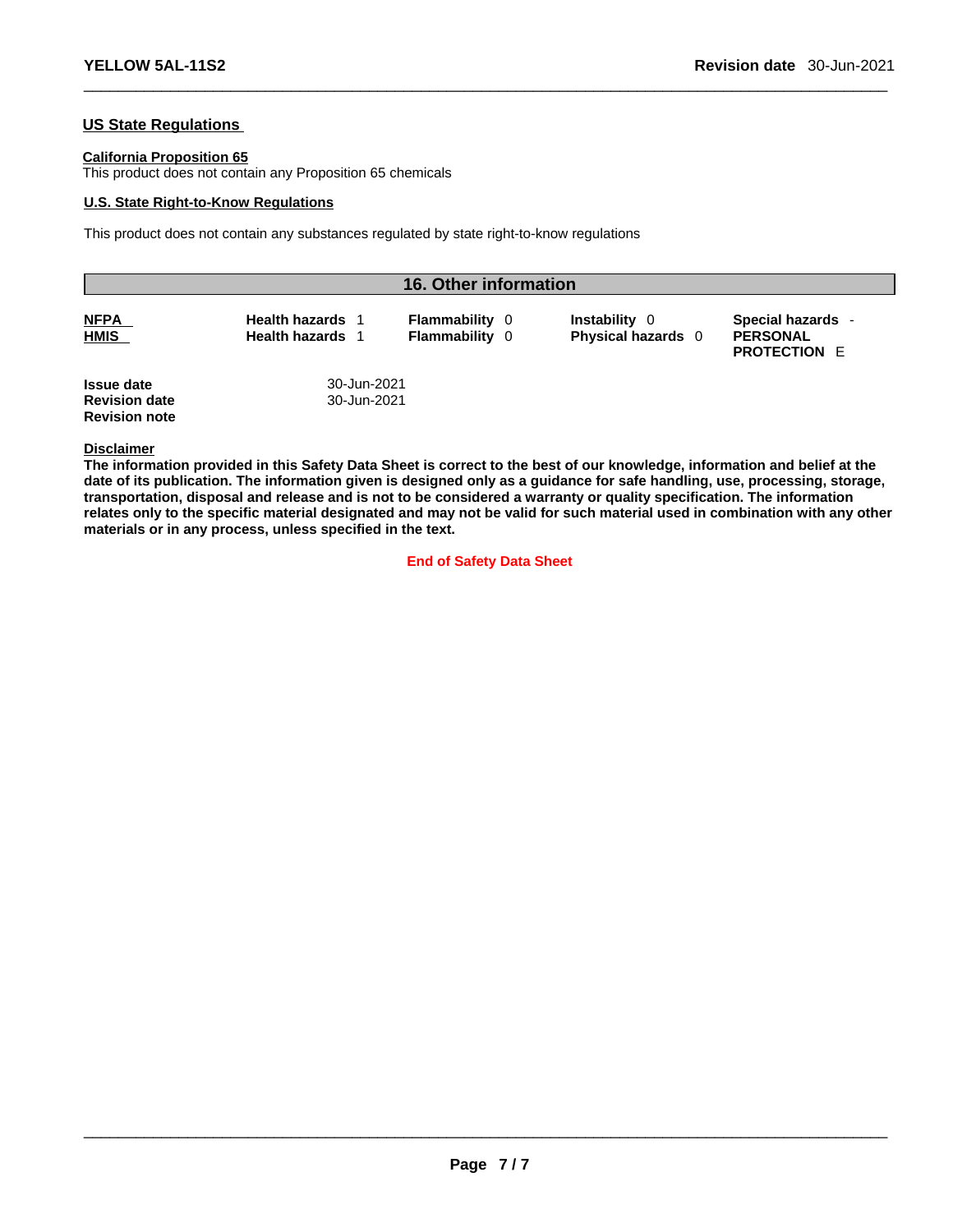## US State Regulations

**California Proposition 65**
This product does not contain any Proposition 65 chemicals

**U.S. State Right-to-Know Regulations**

This product does not contain any substances regulated by state right-to-know regulations

## 16. Other information

| | | | | |
|---|---|---|---|---|
| **NFPA** | **Health hazards** 1 | **Flammability** 0 | **Instability** 0 | **Special hazards** - |
| **HMIS** | **Health hazards** 1 | **Flammability** 0 | **Physical hazards** 0 | **PERSONAL PROTECTION** E |

| | |
|---|---|
| **Issue date** | 30-Jun-2021 |
| **Revision date** | 30-Jun-2021 |
| **Revision note** | |

**Disclaimer**
**The information provided in this Safety Data Sheet is correct to the best of our knowledge, information and belief at the date of its publication. The information given is designed only as a guidance for safe handling, use, processing, storage, transportation, disposal and release and is not to be considered a warranty or quality specification. The information relates only to the specific material designated and may not be valid for such material used in combination with any other materials or in any process, unless specified in the text.**

**End of Safety Data Sheet**